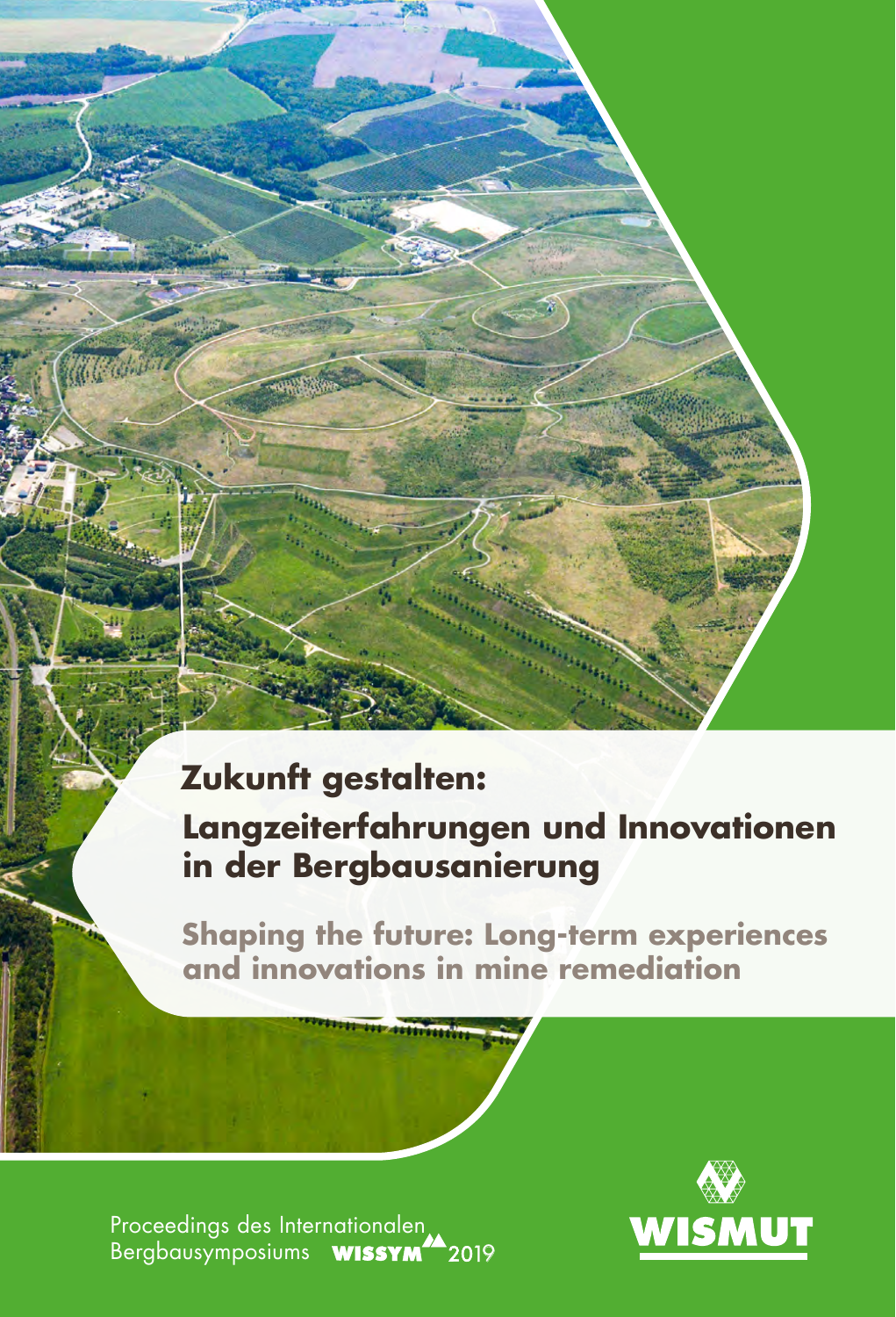# Zukunft gestalten:

# Langzeiterfahrungen und Innovationen in der Bergbausanierung

## Shaping the future: Long-term experiences and innovations in mine remediation

Proceedings des Internationalen Bergbausymposiums WISSYM 2019

WISMUT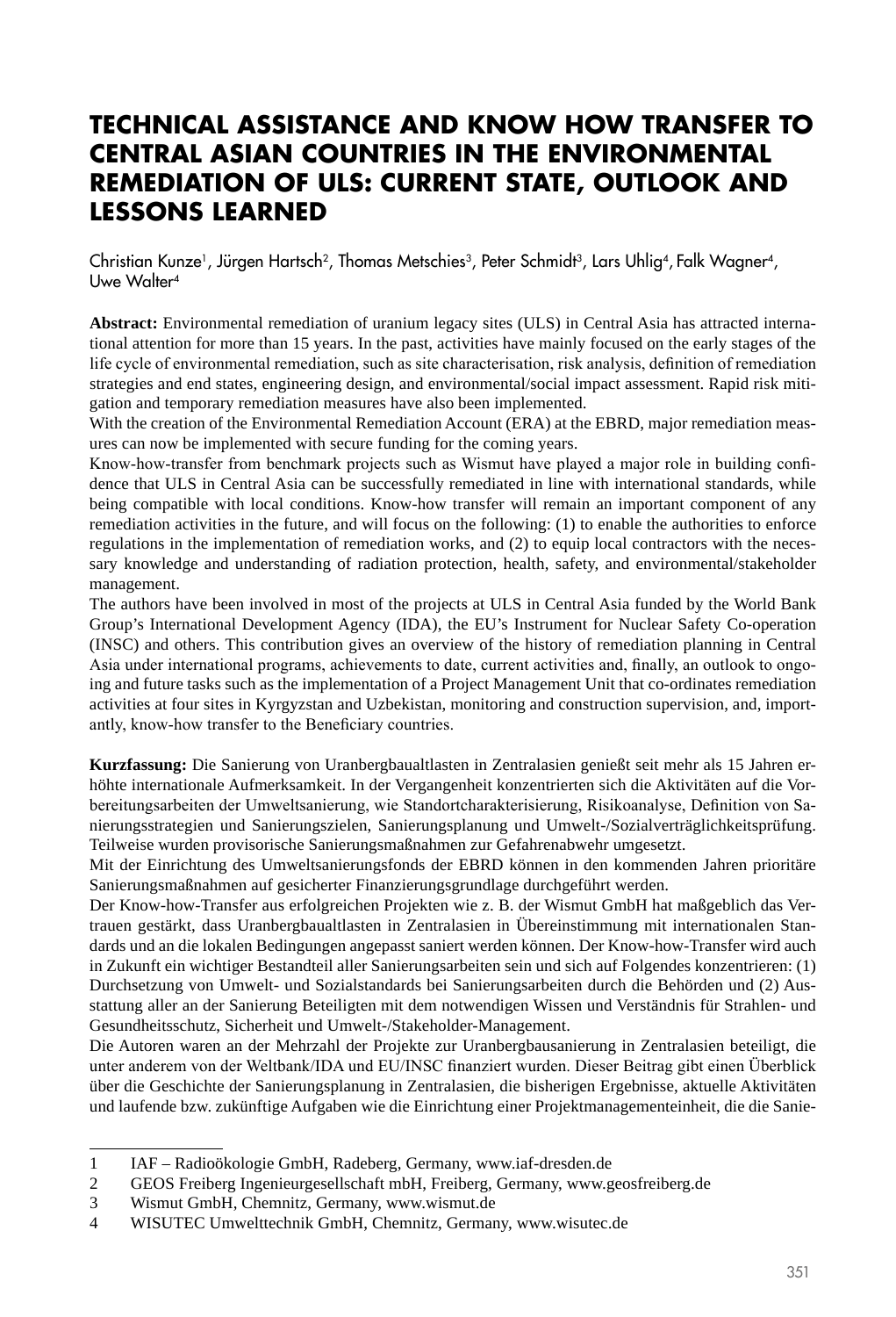# TECHNICAL ASSISTANCE AND KNOW HOW TRANSFER TO CENTRAL ASIAN COUNTRIES IN THE ENVIRONMENTAL REMEDIATION OF ULS: CURRENT STATE, OUTLOOK AND LESSONS LEARNED

Christian Kunze[1], Jürgen Hartsch[2], Thomas Metschies[3], Peter Schmidt[3], Lars Uhlig[4], Falk Wagner[4], Uwe Walter[4]

**Abstract:** Environmental remediation of uranium legacy sites (ULS) in Central Asia has attracted international attention for more than 15 years. In the past, activities have mainly focused on the early stages of the life cycle of environmental remediation, such as site characterisation, risk analysis, definition of remediation strategies and end states, engineering design, and environmental/social impact assessment. Rapid risk mitigation and temporary remediation measures have also been implemented.
With the creation of the Environmental Remediation Account (ERA) at the EBRD, major remediation measures can now be implemented with secure funding for the coming years.
Know-how-transfer from benchmark projects such as Wismut have played a major role in building confidence that ULS in Central Asia can be successfully remediated in line with international standards, while being compatible with local conditions. Know-how transfer will remain an important component of any remediation activities in the future, and will focus on the following: (1) to enable the authorities to enforce regulations in the implementation of remediation works, and (2) to equip local contractors with the necessary knowledge and understanding of radiation protection, health, safety, and environmental/stakeholder management.
The authors have been involved in most of the projects at ULS in Central Asia funded by the World Bank Group's International Development Agency (IDA), the EU's Instrument for Nuclear Safety Co-operation (INSC) and others. This contribution gives an overview of the history of remediation planning in Central Asia under international programs, achievements to date, current activities and, finally, an outlook to ongoing and future tasks such as the implementation of a Project Management Unit that co-ordinates remediation activities at four sites in Kyrgyzstan and Uzbekistan, monitoring and construction supervision, and, importantly, know-how transfer to the Beneficiary countries.

**Kurzfassung:** Die Sanierung von Uranbergbaualtlasten in Zentralasien genießt seit mehr als 15 Jahren erhöhte internationale Aufmerksamkeit. In der Vergangenheit konzentrierten sich die Aktivitäten auf die Vorbereitungsarbeiten der Umweltsanierung, wie Standortcharakterisierung, Risikoanalyse, Definition von Sanierungsstrategien und Sanierungszielen, Sanierungsplanung und Umwelt-/Sozialverträglichkeitsprüfung. Teilweise wurden provisorische Sanierungsmaßnahmen zur Gefahrenabwehr umgesetzt.
Mit der Einrichtung des Umweltsanierungsfonds der EBRD können in den kommenden Jahren prioritäre Sanierungsmaßnahmen auf gesicherter Finanzierungsgrundlage durchgeführt werden.
Der Know-how-Transfer aus erfolgreichen Projekten wie z. B. der Wismut GmbH hat maßgeblich das Vertrauen gestärkt, dass Uranbergbaualtlasten in Zentralasien in Übereinstimmung mit internationalen Standards und an die lokalen Bedingungen angepasst saniert werden können. Der Know-how-Transfer wird auch in Zukunft ein wichtiger Bestandteil aller Sanierungsarbeiten sein und sich auf Folgendes konzentrieren: (1) Durchsetzung von Umwelt- und Sozialstandards bei Sanierungsarbeiten durch die Behörden und (2) Ausstattung aller an der Sanierung Beteiligten mit dem notwendigen Wissen und Verständnis für Strahlen- und Gesundheitsschutz, Sicherheit und Umwelt-/Stakeholder-Management.
Die Autoren waren an der Mehrzahl der Projekte zur Uranbergbausanierung in Zentralasien beteiligt, die unter anderem von der Weltbank/IDA und EU/INSC finanziert wurden. Dieser Beitrag gibt einen Überblick über die Geschichte der Sanierungsplanung in Zentralasien, die bisherigen Ergebnisse, aktuelle Aktivitäten und laufende bzw. zukünftige Aufgaben wie die Einrichtung einer Projektmanagementeinheit, die die Sanie-

---

1 IAF – Radioökologie GmbH, Radeberg, Germany, www.iaf-dresden.de
2 GEOS Freiberg Ingenieurgesellschaft mbH, Freiberg, Germany, www.geosfreiberg.de
3 Wismut GmbH, Chemnitz, Germany, www.wismut.de
4 WISUTEC Umwelttechnik GmbH, Chemnitz, Germany, www.wisutec.de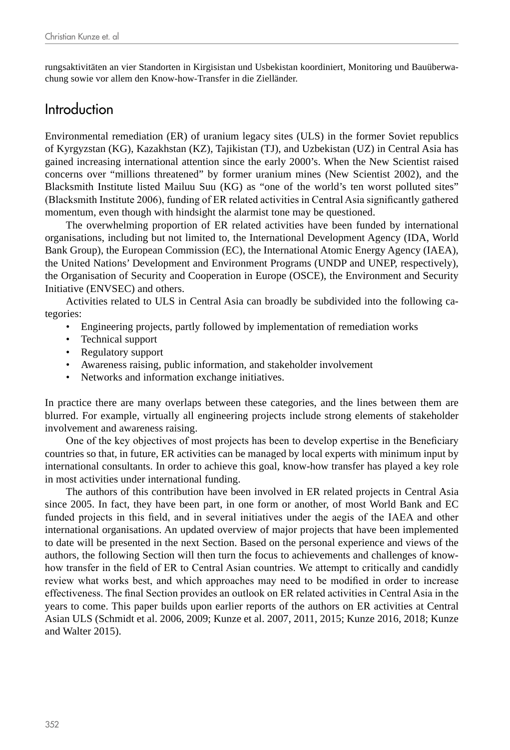rungsaktivitäten an vier Standorten in Kirgisistan und Usbekistan koordiniert, Monitoring und Bauüberwachung sowie vor allem den Know-how-Transfer in die Zielländer.

## Introduction

Environmental remediation (ER) of uranium legacy sites (ULS) in the former Soviet republics of Kyrgyzstan (KG), Kazakhstan (KZ), Tajikistan (TJ), and Uzbekistan (UZ) in Central Asia has gained increasing international attention since the early 2000's. When the New Scientist raised concerns over "millions threatened" by former uranium mines (New Scientist 2002), and the Blacksmith Institute listed Mailuu Suu (KG) as "one of the world's ten worst polluted sites" (Blacksmith Institute 2006), funding of ER related activities in Central Asia significantly gathered momentum, even though with hindsight the alarmist tone may be questioned.

The overwhelming proportion of ER related activities have been funded by international organisations, including but not limited to, the International Development Agency (IDA, World Bank Group), the European Commission (EC), the International Atomic Energy Agency (IAEA), the United Nations' Development and Environment Programs (UNDP and UNEP, respectively), the Organisation of Security and Cooperation in Europe (OSCE), the Environment and Security Initiative (ENVSEC) and others.

Activities related to ULS in Central Asia can broadly be subdivided into the following categories:

- Engineering projects, partly followed by implementation of remediation works
- Technical support
- Regulatory support
- Awareness raising, public information, and stakeholder involvement
- Networks and information exchange initiatives.

In practice there are many overlaps between these categories, and the lines between them are blurred. For example, virtually all engineering projects include strong elements of stakeholder involvement and awareness raising.

One of the key objectives of most projects has been to develop expertise in the Beneficiary countries so that, in future, ER activities can be managed by local experts with minimum input by international consultants. In order to achieve this goal, know-how transfer has played a key role in most activities under international funding.

The authors of this contribution have been involved in ER related projects in Central Asia since 2005. In fact, they have been part, in one form or another, of most World Bank and EC funded projects in this field, and in several initiatives under the aegis of the IAEA and other international organisations. An updated overview of major projects that have been implemented to date will be presented in the next Section. Based on the personal experience and views of the authors, the following Section will then turn the focus to achievements and challenges of know-how transfer in the field of ER to Central Asian countries. We attempt to critically and candidly review what works best, and which approaches may need to be modified in order to increase effectiveness. The final Section provides an outlook on ER related activities in Central Asia in the years to come. This paper builds upon earlier reports of the authors on ER activities at Central Asian ULS (Schmidt et al. 2006, 2009; Kunze et al. 2007, 2011, 2015; Kunze 2016, 2018; Kunze and Walter 2015).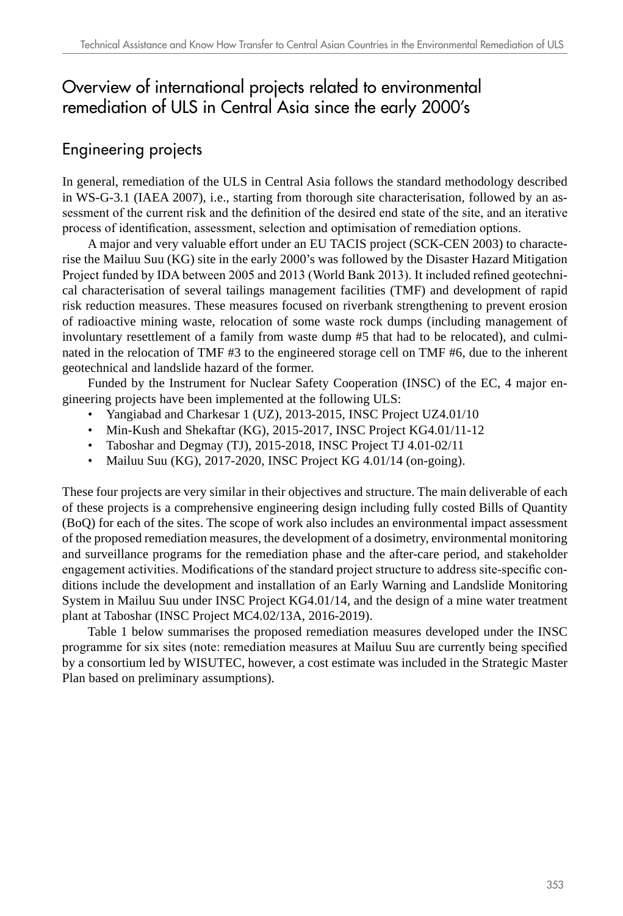## Overview of international projects related to environmental remediation of ULS in Central Asia since the early 2000's

### Engineering projects

In general, remediation of the ULS in Central Asia follows the standard methodology described in WS-G-3.1 (IAEA 2007), i.e., starting from thorough site characterisation, followed by an assessment of the current risk and the definition of the desired end state of the site, and an iterative process of identification, assessment, selection and optimisation of remediation options.

A major and very valuable effort under an EU TACIS project (SCK-CEN 2003) to characterise the Mailuu Suu (KG) site in the early 2000's was followed by the Disaster Hazard Mitigation Project funded by IDA between 2005 and 2013 (World Bank 2013). It included refined geotechnical characterisation of several tailings management facilities (TMF) and development of rapid risk reduction measures. These measures focused on riverbank strengthening to prevent erosion of radioactive mining waste, relocation of some waste rock dumps (including management of involuntary resettlement of a family from waste dump #5 that had to be relocated), and culminated in the relocation of TMF #3 to the engineered storage cell on TMF #6, due to the inherent geotechnical and landslide hazard of the former.

Funded by the Instrument for Nuclear Safety Cooperation (INSC) of the EC, 4 major engineering projects have been implemented at the following ULS:

- Yangiabad and Charkesar 1 (UZ), 2013-2015, INSC Project UZ4.01/10
- Min-Kush and Shekaftar (KG), 2015-2017, INSC Project KG4.01/11-12
- Taboshar and Degmay (TJ), 2015-2018, INSC Project TJ 4.01-02/11
- Mailuu Suu (KG), 2017-2020, INSC Project KG 4.01/14 (on-going).

These four projects are very similar in their objectives and structure. The main deliverable of each of these projects is a comprehensive engineering design including fully costed Bills of Quantity (BoQ) for each of the sites. The scope of work also includes an environmental impact assessment of the proposed remediation measures, the development of a dosimetry, environmental monitoring and surveillance programs for the remediation phase and the after-care period, and stakeholder engagement activities. Modifications of the standard project structure to address site-specific conditions include the development and installation of an Early Warning and Landslide Monitoring System in Mailuu Suu under INSC Project KG4.01/14, and the design of a mine water treatment plant at Taboshar (INSC Project MC4.02/13A, 2016-2019).

Table 1 below summarises the proposed remediation measures developed under the INSC programme for six sites (note: remediation measures at Mailuu Suu are currently being specified by a consortium led by WISUTEC, however, a cost estimate was included in the Strategic Master Plan based on preliminary assumptions).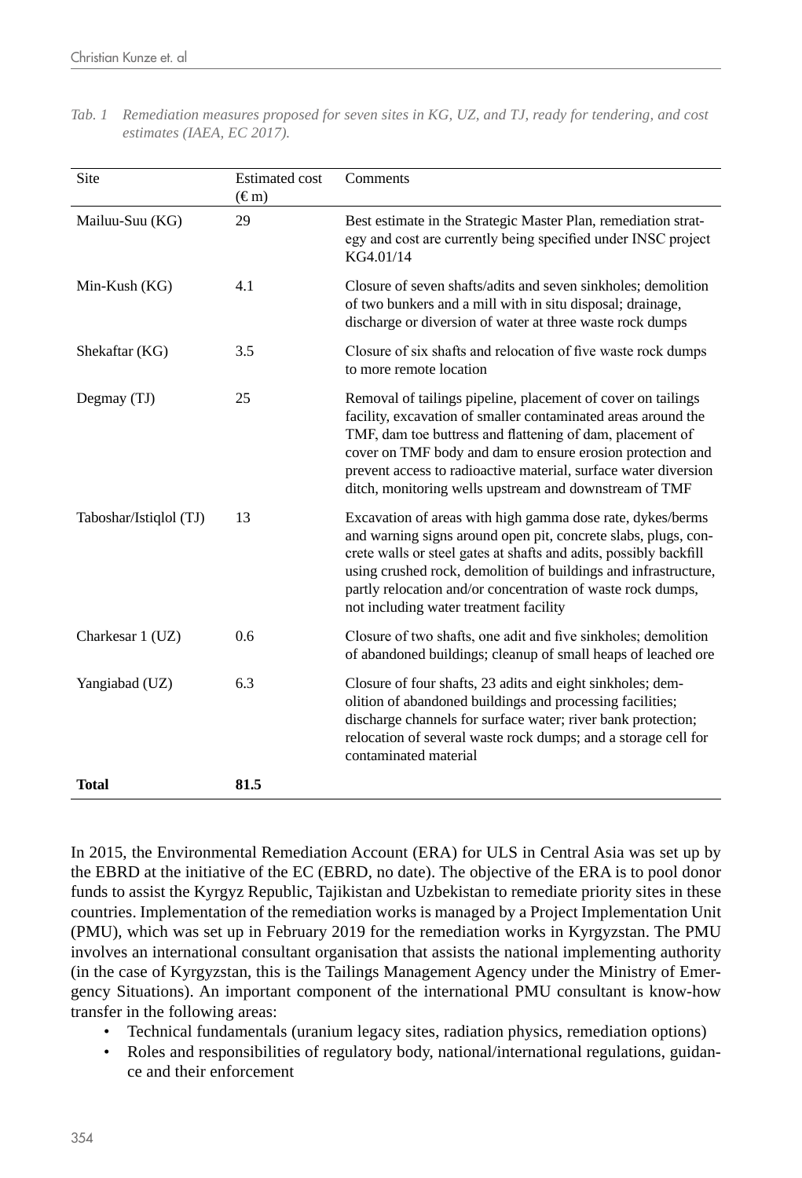*Tab. 1 Remediation measures proposed for seven sites in KG, UZ, and TJ, ready for tendering, and cost estimates (IAEA, EC 2017).*

| Site | Estimated cost (€ m) | Comments |
|---|---|---|
| Mailuu-Suu (KG) | 29 | Best estimate in the Strategic Master Plan, remediation strategy and cost are currently being specified under INSC project KG4.01/14 |
| Min-Kush (KG) | 4.1 | Closure of seven shafts/adits and seven sinkholes; demolition of two bunkers and a mill with in situ disposal; drainage, discharge or diversion of water at three waste rock dumps |
| Shekaftar (KG) | 3.5 | Closure of six shafts and relocation of five waste rock dumps to more remote location |
| Degmay (TJ) | 25 | Removal of tailings pipeline, placement of cover on tailings facility, excavation of smaller contaminated areas around the TMF, dam toe buttress and flattening of dam, placement of cover on TMF body and dam to ensure erosion protection and prevent access to radioactive material, surface water diversion ditch, monitoring wells upstream and downstream of TMF |
| Taboshar/Istiqlol (TJ) | 13 | Excavation of areas with high gamma dose rate, dykes/berms and warning signs around open pit, concrete slabs, plugs, concrete walls or steel gates at shafts and adits, possibly backfill using crushed rock, demolition of buildings and infrastructure, partly relocation and/or concentration of waste rock dumps, not including water treatment facility |
| Charkesar 1 (UZ) | 0.6 | Closure of two shafts, one adit and five sinkholes; demolition of abandoned buildings; cleanup of small heaps of leached ore |
| Yangiabad (UZ) | 6.3 | Closure of four shafts, 23 adits and eight sinkholes; demolition of abandoned buildings and processing facilities; discharge channels for surface water; river bank protection; relocation of several waste rock dumps; and a storage cell for contaminated material |
| **Total** | **81.5** | |

In 2015, the Environmental Remediation Account (ERA) for ULS in Central Asia was set up by the EBRD at the initiative of the EC (EBRD, no date). The objective of the ERA is to pool donor funds to assist the Kyrgyz Republic, Tajikistan and Uzbekistan to remediate priority sites in these countries. Implementation of the remediation works is managed by a Project Implementation Unit (PMU), which was set up in February 2019 for the remediation works in Kyrgyzstan. The PMU involves an international consultant organisation that assists the national implementing authority (in the case of Kyrgyzstan, this is the Tailings Management Agency under the Ministry of Emergency Situations). An important component of the international PMU consultant is know-how transfer in the following areas:

- Technical fundamentals (uranium legacy sites, radiation physics, remediation options)
- Roles and responsibilities of regulatory body, national/international regulations, guidance and their enforcement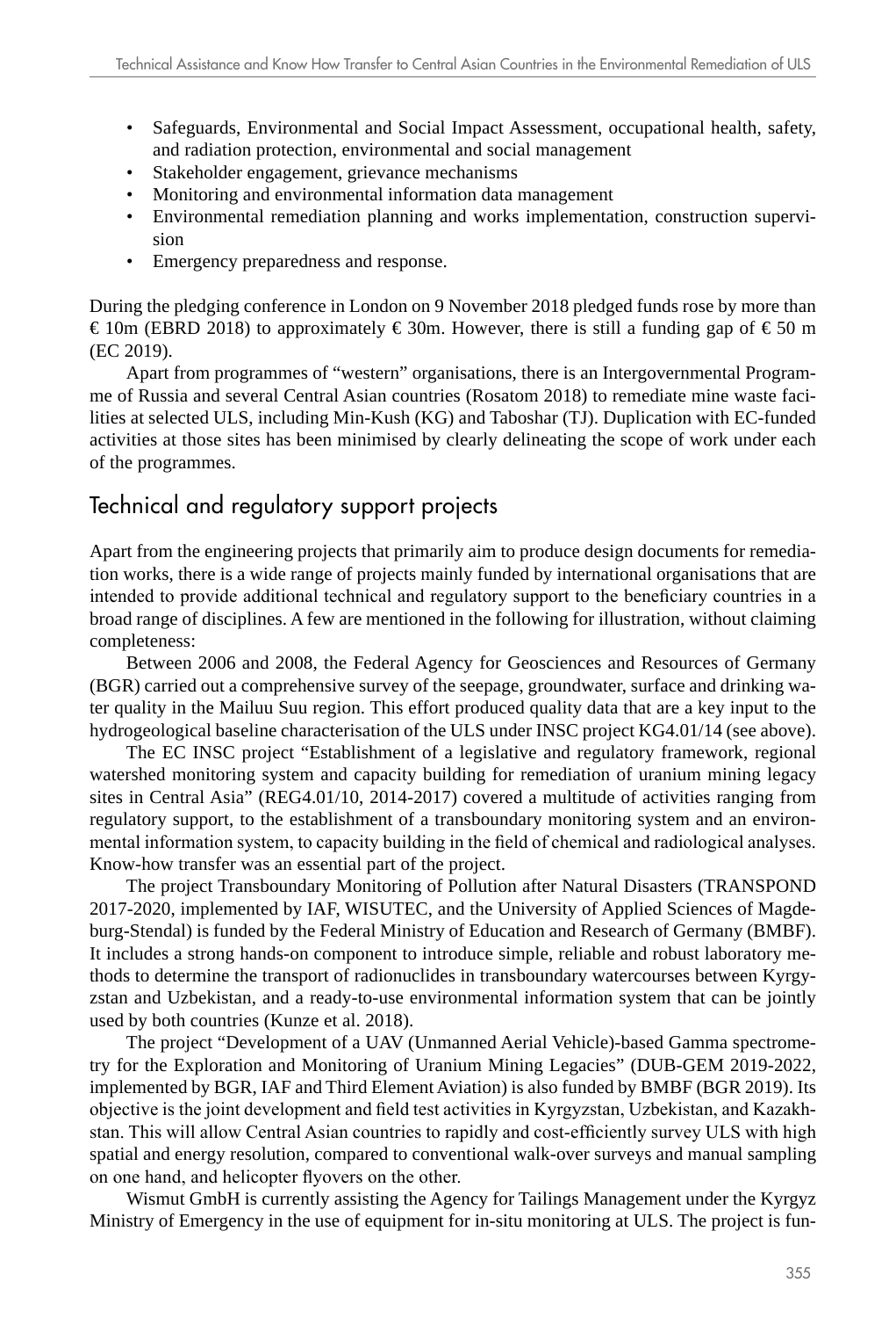- Safeguards, Environmental and Social Impact Assessment, occupational health, safety, and radiation protection, environmental and social management
- Stakeholder engagement, grievance mechanisms
- Monitoring and environmental information data management
- Environmental remediation planning and works implementation, construction supervision
- Emergency preparedness and response.

During the pledging conference in London on 9 November 2018 pledged funds rose by more than € 10m (EBRD 2018) to approximately € 30m. However, there is still a funding gap of € 50 m (EC 2019).

Apart from programmes of "western" organisations, there is an Intergovernmental Programme of Russia and several Central Asian countries (Rosatom 2018) to remediate mine waste facilities at selected ULS, including Min-Kush (KG) and Taboshar (TJ). Duplication with EC-funded activities at those sites has been minimised by clearly delineating the scope of work under each of the programmes.

## Technical and regulatory support projects

Apart from the engineering projects that primarily aim to produce design documents for remediation works, there is a wide range of projects mainly funded by international organisations that are intended to provide additional technical and regulatory support to the beneficiary countries in a broad range of disciplines. A few are mentioned in the following for illustration, without claiming completeness:

Between 2006 and 2008, the Federal Agency for Geosciences and Resources of Germany (BGR) carried out a comprehensive survey of the seepage, groundwater, surface and drinking water quality in the Mailuu Suu region. This effort produced quality data that are a key input to the hydrogeological baseline characterisation of the ULS under INSC project KG4.01/14 (see above).

The EC INSC project "Establishment of a legislative and regulatory framework, regional watershed monitoring system and capacity building for remediation of uranium mining legacy sites in Central Asia" (REG4.01/10, 2014-2017) covered a multitude of activities ranging from regulatory support, to the establishment of a transboundary monitoring system and an environmental information system, to capacity building in the field of chemical and radiological analyses. Know-how transfer was an essential part of the project.

The project Transboundary Monitoring of Pollution after Natural Disasters (TRANSPOND 2017-2020, implemented by IAF, WISUTEC, and the University of Applied Sciences of Magdeburg-Stendal) is funded by the Federal Ministry of Education and Research of Germany (BMBF). It includes a strong hands-on component to introduce simple, reliable and robust laboratory methods to determine the transport of radionuclides in transboundary watercourses between Kyrgyzstan and Uzbekistan, and a ready-to-use environmental information system that can be jointly used by both countries (Kunze et al. 2018).

The project "Development of a UAV (Unmanned Aerial Vehicle)-based Gamma spectrometry for the Exploration and Monitoring of Uranium Mining Legacies" (DUB-GEM 2019-2022, implemented by BGR, IAF and Third Element Aviation) is also funded by BMBF (BGR 2019). Its objective is the joint development and field test activities in Kyrgyzstan, Uzbekistan, and Kazakhstan. This will allow Central Asian countries to rapidly and cost-efficiently survey ULS with high spatial and energy resolution, compared to conventional walk-over surveys and manual sampling on one hand, and helicopter flyovers on the other.

Wismut GmbH is currently assisting the Agency for Tailings Management under the Kyrgyz Ministry of Emergency in the use of equipment for in-situ monitoring at ULS. The project is fun-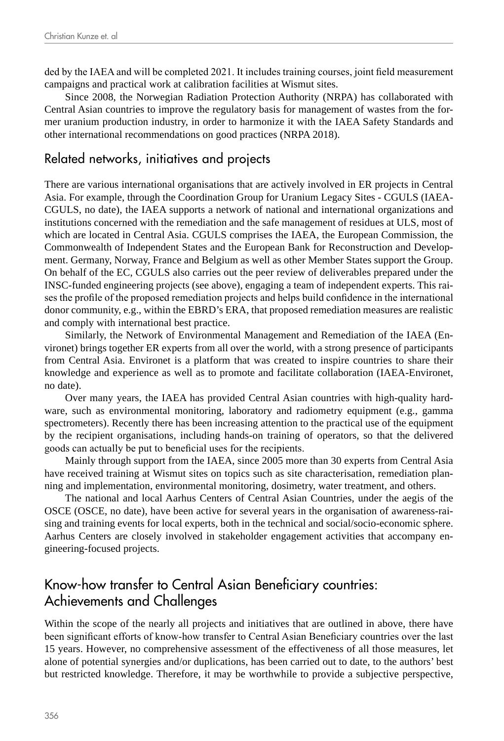ded by the IAEA and will be completed 2021. It includes training courses, joint field measurement campaigns and practical work at calibration facilities at Wismut sites.

Since 2008, the Norwegian Radiation Protection Authority (NRPA) has collaborated with Central Asian countries to improve the regulatory basis for management of wastes from the former uranium production industry, in order to harmonize it with the IAEA Safety Standards and other international recommendations on good practices (NRPA 2018).

## Related networks, initiatives and projects

There are various international organisations that are actively involved in ER projects in Central Asia. For example, through the Coordination Group for Uranium Legacy Sites - CGULS (IAEA-CGULS, no date), the IAEA supports a network of national and international organizations and institutions concerned with the remediation and the safe management of residues at ULS, most of which are located in Central Asia. CGULS comprises the IAEA, the European Commission, the Commonwealth of Independent States and the European Bank for Reconstruction and Development. Germany, Norway, France and Belgium as well as other Member States support the Group. On behalf of the EC, CGULS also carries out the peer review of deliverables prepared under the INSC-funded engineering projects (see above), engaging a team of independent experts. This raises the profile of the proposed remediation projects and helps build confidence in the international donor community, e.g., within the EBRD's ERA, that proposed remediation measures are realistic and comply with international best practice.

Similarly, the Network of Environmental Management and Remediation of the IAEA (Environet) brings together ER experts from all over the world, with a strong presence of participants from Central Asia. Environet is a platform that was created to inspire countries to share their knowledge and experience as well as to promote and facilitate collaboration (IAEA-Environet, no date).

Over many years, the IAEA has provided Central Asian countries with high-quality hardware, such as environmental monitoring, laboratory and radiometry equipment (e.g., gamma spectrometers). Recently there has been increasing attention to the practical use of the equipment by the recipient organisations, including hands-on training of operators, so that the delivered goods can actually be put to beneficial uses for the recipients.

Mainly through support from the IAEA, since 2005 more than 30 experts from Central Asia have received training at Wismut sites on topics such as site characterisation, remediation planning and implementation, environmental monitoring, dosimetry, water treatment, and others.

The national and local Aarhus Centers of Central Asian Countries, under the aegis of the OSCE (OSCE, no date), have been active for several years in the organisation of awareness-raising and training events for local experts, both in the technical and social/socio-economic sphere. Aarhus Centers are closely involved in stakeholder engagement activities that accompany engineering-focused projects.

## Know-how transfer to Central Asian Beneficiary countries: Achievements and Challenges

Within the scope of the nearly all projects and initiatives that are outlined in above, there have been significant efforts of know-how transfer to Central Asian Beneficiary countries over the last 15 years. However, no comprehensive assessment of the effectiveness of all those measures, let alone of potential synergies and/or duplications, has been carried out to date, to the authors' best but restricted knowledge. Therefore, it may be worthwhile to provide a subjective perspective,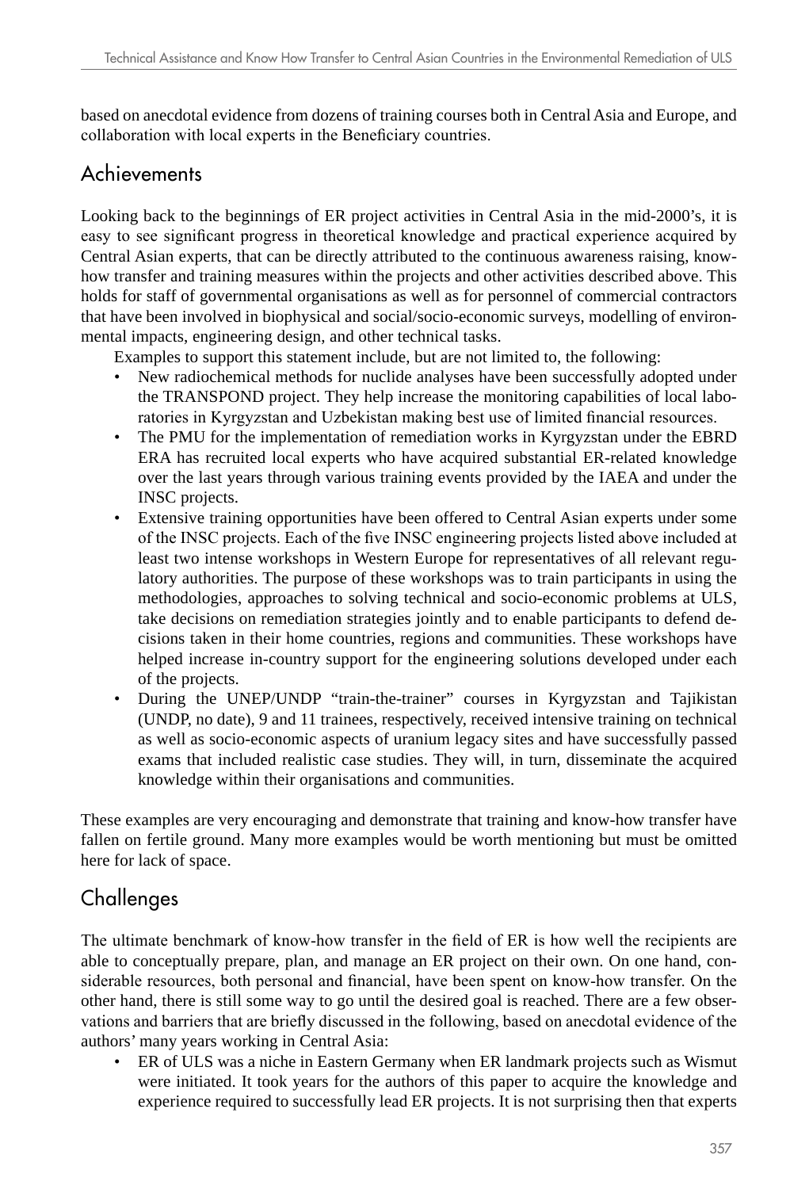based on anecdotal evidence from dozens of training courses both in Central Asia and Europe, and collaboration with local experts in the Beneficiary countries.

## Achievements

Looking back to the beginnings of ER project activities in Central Asia in the mid-2000's, it is easy to see significant progress in theoretical knowledge and practical experience acquired by Central Asian experts, that can be directly attributed to the continuous awareness raising, know-how transfer and training measures within the projects and other activities described above. This holds for staff of governmental organisations as well as for personnel of commercial contractors that have been involved in biophysical and social/socio-economic surveys, modelling of environmental impacts, engineering design, and other technical tasks.

Examples to support this statement include, but are not limited to, the following:

- New radiochemical methods for nuclide analyses have been successfully adopted under the TRANSPOND project. They help increase the monitoring capabilities of local laboratories in Kyrgyzstan and Uzbekistan making best use of limited financial resources.
- The PMU for the implementation of remediation works in Kyrgyzstan under the EBRD ERA has recruited local experts who have acquired substantial ER-related knowledge over the last years through various training events provided by the IAEA and under the INSC projects.
- Extensive training opportunities have been offered to Central Asian experts under some of the INSC projects. Each of the five INSC engineering projects listed above included at least two intense workshops in Western Europe for representatives of all relevant regulatory authorities. The purpose of these workshops was to train participants in using the methodologies, approaches to solving technical and socio-economic problems at ULS, take decisions on remediation strategies jointly and to enable participants to defend decisions taken in their home countries, regions and communities. These workshops have helped increase in-country support for the engineering solutions developed under each of the projects.
- During the UNEP/UNDP "train-the-trainer" courses in Kyrgyzstan and Tajikistan (UNDP, no date), 9 and 11 trainees, respectively, received intensive training on technical as well as socio-economic aspects of uranium legacy sites and have successfully passed exams that included realistic case studies. They will, in turn, disseminate the acquired knowledge within their organisations and communities.

These examples are very encouraging and demonstrate that training and know-how transfer have fallen on fertile ground. Many more examples would be worth mentioning but must be omitted here for lack of space.

## Challenges

The ultimate benchmark of know-how transfer in the field of ER is how well the recipients are able to conceptually prepare, plan, and manage an ER project on their own. On one hand, considerable resources, both personal and financial, have been spent on know-how transfer. On the other hand, there is still some way to go until the desired goal is reached. There are a few observations and barriers that are briefly discussed in the following, based on anecdotal evidence of the authors' many years working in Central Asia:

- ER of ULS was a niche in Eastern Germany when ER landmark projects such as Wismut were initiated. It took years for the authors of this paper to acquire the knowledge and experience required to successfully lead ER projects. It is not surprising then that experts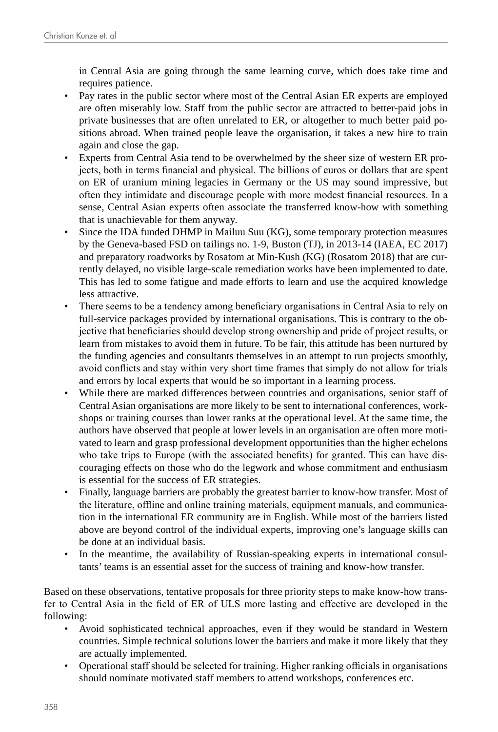in Central Asia are going through the same learning curve, which does take time and requires patience.

- Pay rates in the public sector where most of the Central Asian ER experts are employed are often miserably low. Staff from the public sector are attracted to better-paid jobs in private businesses that are often unrelated to ER, or altogether to much better paid positions abroad. When trained people leave the organisation, it takes a new hire to train again and close the gap.
- Experts from Central Asia tend to be overwhelmed by the sheer size of western ER projects, both in terms financial and physical. The billions of euros or dollars that are spent on ER of uranium mining legacies in Germany or the US may sound impressive, but often they intimidate and discourage people with more modest financial resources. In a sense, Central Asian experts often associate the transferred know-how with something that is unachievable for them anyway.
- Since the IDA funded DHMP in Mailuu Suu (KG), some temporary protection measures by the Geneva-based FSD on tailings no. 1-9, Buston (TJ), in 2013-14 (IAEA, EC 2017) and preparatory roadworks by Rosatom at Min-Kush (KG) (Rosatom 2018) that are currently delayed, no visible large-scale remediation works have been implemented to date. This has led to some fatigue and made efforts to learn and use the acquired knowledge less attractive.
- There seems to be a tendency among beneficiary organisations in Central Asia to rely on full-service packages provided by international organisations. This is contrary to the objective that beneficiaries should develop strong ownership and pride of project results, or learn from mistakes to avoid them in future. To be fair, this attitude has been nurtured by the funding agencies and consultants themselves in an attempt to run projects smoothly, avoid conflicts and stay within very short time frames that simply do not allow for trials and errors by local experts that would be so important in a learning process.
- While there are marked differences between countries and organisations, senior staff of Central Asian organisations are more likely to be sent to international conferences, workshops or training courses than lower ranks at the operational level. At the same time, the authors have observed that people at lower levels in an organisation are often more motivated to learn and grasp professional development opportunities than the higher echelons who take trips to Europe (with the associated benefits) for granted. This can have discouraging effects on those who do the legwork and whose commitment and enthusiasm is essential for the success of ER strategies.
- Finally, language barriers are probably the greatest barrier to know-how transfer. Most of the literature, offline and online training materials, equipment manuals, and communication in the international ER community are in English. While most of the barriers listed above are beyond control of the individual experts, improving one's language skills can be done at an individual basis.
- In the meantime, the availability of Russian-speaking experts in international consultants' teams is an essential asset for the success of training and know-how transfer.

Based on these observations, tentative proposals for three priority steps to make know-how transfer to Central Asia in the field of ER of ULS more lasting and effective are developed in the following:

- Avoid sophisticated technical approaches, even if they would be standard in Western countries. Simple technical solutions lower the barriers and make it more likely that they are actually implemented.
- Operational staff should be selected for training. Higher ranking officials in organisations should nominate motivated staff members to attend workshops, conferences etc.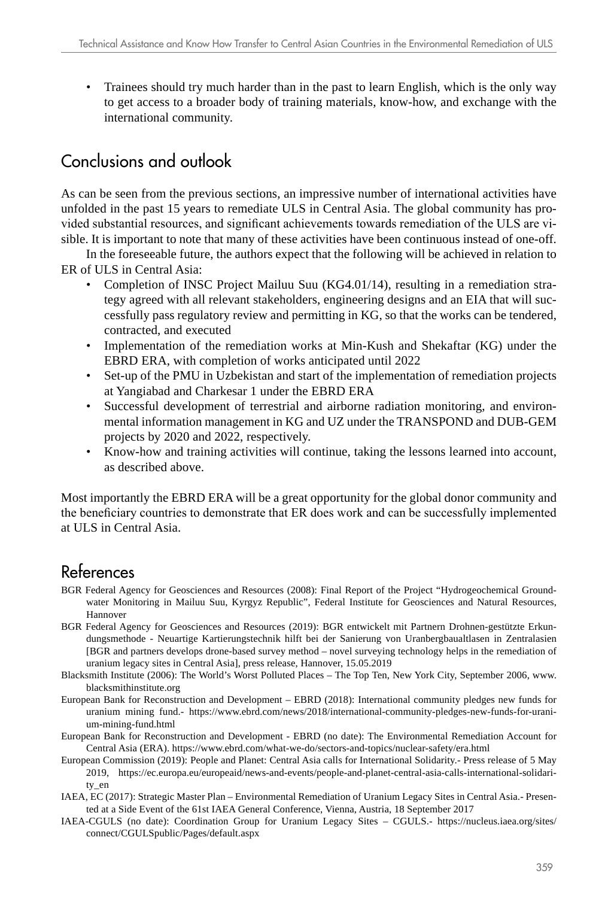- Trainees should try much harder than in the past to learn English, which is the only way to get access to a broader body of training materials, know-how, and exchange with the international community.

## Conclusions and outlook

As can be seen from the previous sections, an impressive number of international activities have unfolded in the past 15 years to remediate ULS in Central Asia. The global community has provided substantial resources, and significant achievements towards remediation of the ULS are visible. It is important to note that many of these activities have been continuous instead of one-off.

In the foreseeable future, the authors expect that the following will be achieved in relation to ER of ULS in Central Asia:

- Completion of INSC Project Mailuu Suu (KG4.01/14), resulting in a remediation strategy agreed with all relevant stakeholders, engineering designs and an EIA that will successfully pass regulatory review and permitting in KG, so that the works can be tendered, contracted, and executed
- Implementation of the remediation works at Min-Kush and Shekaftar (KG) under the EBRD ERA, with completion of works anticipated until 2022
- Set-up of the PMU in Uzbekistan and start of the implementation of remediation projects at Yangiabad and Charkesar 1 under the EBRD ERA
- Successful development of terrestrial and airborne radiation monitoring, and environmental information management in KG and UZ under the TRANSPOND and DUB-GEM projects by 2020 and 2022, respectively.
- Know-how and training activities will continue, taking the lessons learned into account, as described above.

Most importantly the EBRD ERA will be a great opportunity for the global donor community and the beneficiary countries to demonstrate that ER does work and can be successfully implemented at ULS in Central Asia.

## References

BGR Federal Agency for Geosciences and Resources (2008): Final Report of the Project "Hydrogeochemical Groundwater Monitoring in Mailuu Suu, Kyrgyz Republic", Federal Institute for Geosciences and Natural Resources, Hannover

BGR Federal Agency for Geosciences and Resources (2019): BGR entwickelt mit Partnern Drohnen-gestützte Erkundungsmethode - Neuartige Kartierungstechnik hilft bei der Sanierung von Uranbergbaualtlasen in Zentralasien [BGR and partners develops drone-based survey method – novel surveying technology helps in the remediation of uranium legacy sites in Central Asia], press release, Hannover, 15.05.2019

Blacksmith Institute (2006): The World's Worst Polluted Places – The Top Ten, New York City, September 2006, www.blacksmithinstitute.org

European Bank for Reconstruction and Development – EBRD (2018): International community pledges new funds for uranium mining fund.- https://www.ebrd.com/news/2018/international-community-pledges-new-funds-for-uranium-mining-fund.html

European Bank for Reconstruction and Development - EBRD (no date): The Environmental Remediation Account for Central Asia (ERA). https://www.ebrd.com/what-we-do/sectors-and-topics/nuclear-safety/era.html

European Commission (2019): People and Planet: Central Asia calls for International Solidarity.- Press release of 5 May 2019, https://ec.europa.eu/europeaid/news-and-events/people-and-planet-central-asia-calls-international-solidarity_en

IAEA, EC (2017): Strategic Master Plan – Environmental Remediation of Uranium Legacy Sites in Central Asia.- Presented at a Side Event of the 61st IAEA General Conference, Vienna, Austria, 18 September 2017

IAEA-CGULS (no date): Coordination Group for Uranium Legacy Sites – CGULS.- https://nucleus.iaea.org/sites/connect/CGULSpublic/Pages/default.aspx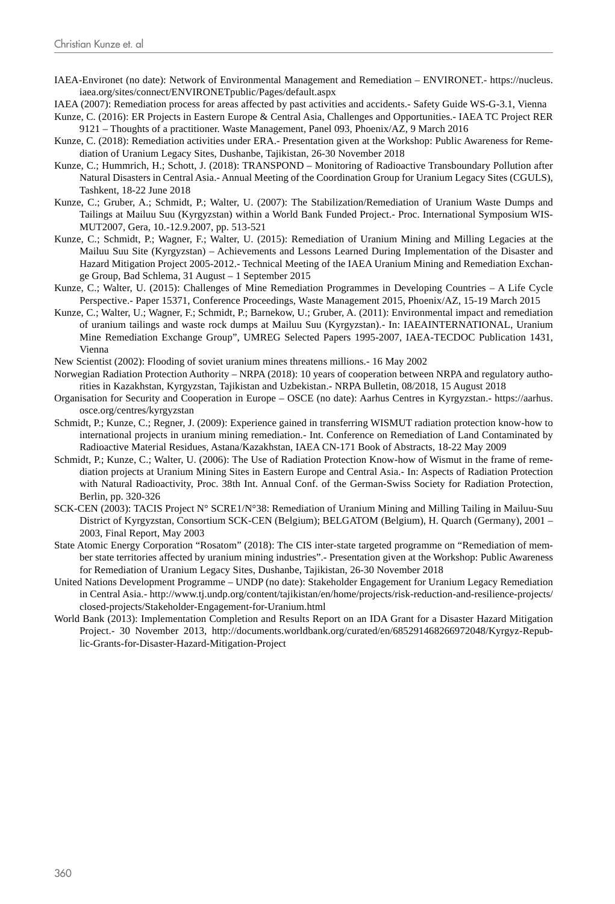IAEA-Environet (no date): Network of Environmental Management and Remediation – ENVIRONET.- https://nucleus.iaea.org/sites/connect/ENVIRONETpublic/Pages/default.aspx

IAEA (2007): Remediation process for areas affected by past activities and accidents.- Safety Guide WS-G-3.1, Vienna

Kunze, C. (2016): ER Projects in Eastern Europe & Central Asia, Challenges and Opportunities.- IAEA TC Project RER 9121 – Thoughts of a practitioner. Waste Management, Panel 093, Phoenix/AZ, 9 March 2016

Kunze, C. (2018): Remediation activities under ERA.- Presentation given at the Workshop: Public Awareness for Remediation of Uranium Legacy Sites, Dushanbe, Tajikistan, 26-30 November 2018

Kunze, C.; Hummrich, H.; Schott, J. (2018): TRANSPOND – Monitoring of Radioactive Transboundary Pollution after Natural Disasters in Central Asia.- Annual Meeting of the Coordination Group for Uranium Legacy Sites (CGULS), Tashkent, 18-22 June 2018

Kunze, C.; Gruber, A.; Schmidt, P.; Walter, U. (2007): The Stabilization/Remediation of Uranium Waste Dumps and Tailings at Mailuu Suu (Kyrgyzstan) within a World Bank Funded Project.- Proc. International Symposium WISMUT2007, Gera, 10.-12.9.2007, pp. 513-521

Kunze, C.; Schmidt, P.; Wagner, F.; Walter, U. (2015): Remediation of Uranium Mining and Milling Legacies at the Mailuu Suu Site (Kyrgyzstan) – Achievements and Lessons Learned During Implementation of the Disaster and Hazard Mitigation Project 2005-2012.- Technical Meeting of the IAEA Uranium Mining and Remediation Exchange Group, Bad Schlema, 31 August – 1 September 2015

Kunze, C.; Walter, U. (2015): Challenges of Mine Remediation Programmes in Developing Countries – A Life Cycle Perspective.- Paper 15371, Conference Proceedings, Waste Management 2015, Phoenix/AZ, 15-19 March 2015

Kunze, C.; Walter, U.; Wagner, F.; Schmidt, P.; Barnekow, U.; Gruber, A. (2011): Environmental impact and remediation of uranium tailings and waste rock dumps at Mailuu Suu (Kyrgyzstan).- In: IAEAINTERNATIONAL, Uranium Mine Remediation Exchange Group", UMREG Selected Papers 1995-2007, IAEA-TECDOC Publication 1431, Vienna

New Scientist (2002): Flooding of soviet uranium mines threatens millions.- 16 May 2002

Norwegian Radiation Protection Authority – NRPA (2018): 10 years of cooperation between NRPA and regulatory authorities in Kazakhstan, Kyrgyzstan, Tajikistan and Uzbekistan.- NRPA Bulletin, 08/2018, 15 August 2018

Organisation for Security and Cooperation in Europe – OSCE (no date): Aarhus Centres in Kyrgyzstan.- https://aarhus.osce.org/centres/kyrgyzstan

Schmidt, P.; Kunze, C.; Regner, J. (2009): Experience gained in transferring WISMUT radiation protection know-how to international projects in uranium mining remediation.- Int. Conference on Remediation of Land Contaminated by Radioactive Material Residues, Astana/Kazakhstan, IAEA CN-171 Book of Abstracts, 18-22 May 2009

Schmidt, P.; Kunze, C.; Walter, U. (2006): The Use of Radiation Protection Know-how of Wismut in the frame of remediation projects at Uranium Mining Sites in Eastern Europe and Central Asia.- In: Aspects of Radiation Protection with Natural Radioactivity, Proc. 38th Int. Annual Conf. of the German-Swiss Society for Radiation Protection, Berlin, pp. 320-326

SCK-CEN (2003): TACIS Project N° SCRE1/N°38: Remediation of Uranium Mining and Milling Tailing in Mailuu-Suu District of Kyrgyzstan, Consortium SCK-CEN (Belgium); BELGATOM (Belgium), H. Quarch (Germany), 2001 – 2003, Final Report, May 2003

State Atomic Energy Corporation "Rosatom" (2018): The CIS inter-state targeted programme on "Remediation of member state territories affected by uranium mining industries".- Presentation given at the Workshop: Public Awareness for Remediation of Uranium Legacy Sites, Dushanbe, Tajikistan, 26-30 November 2018

United Nations Development Programme – UNDP (no date): Stakeholder Engagement for Uranium Legacy Remediation in Central Asia.- http://www.tj.undp.org/content/tajikistan/en/home/projects/risk-reduction-and-resilience-projects/closed-projects/Stakeholder-Engagement-for-Uranium.html

World Bank (2013): Implementation Completion and Results Report on an IDA Grant for a Disaster Hazard Mitigation Project.- 30 November 2013, http://documents.worldbank.org/curated/en/685291468266972048/Kyrgyz-Republic-Grants-for-Disaster-Hazard-Mitigation-Project